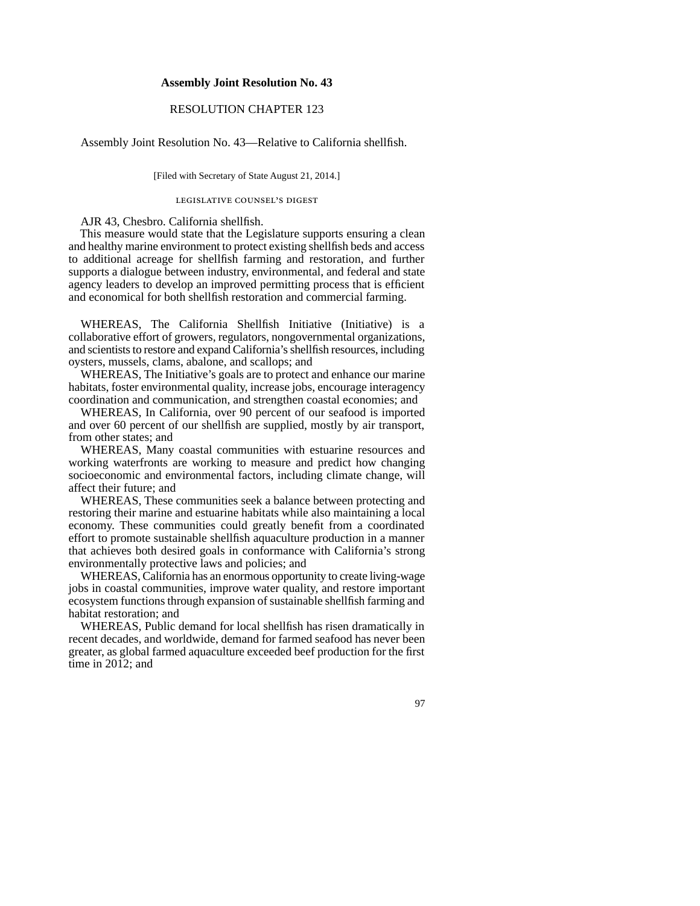# Assembly Joint Resolution No. 43

RESOLUTION CHAPTER 123

Assembly Joint Resolution No. 43—Relative to California shellfish.

[Filed with Secretary of State August 21, 2014.]

LEGISLATIVE COUNSEL'S DIGEST

AJR 43, Chesbro. California shellfish.

This measure would state that the Legislature supports ensuring a clean and healthy marine environment to protect existing shellfish beds and access to additional acreage for shellfish farming and restoration, and further supports a dialogue between industry, environmental, and federal and state agency leaders to develop an improved permitting process that is efficient and economical for both shellfish restoration and commercial farming.

WHEREAS, The California Shellfish Initiative (Initiative) is a collaborative effort of growers, regulators, nongovernmental organizations, and scientists to restore and expand California's shellfish resources, including oysters, mussels, clams, abalone, and scallops; and

WHEREAS, The Initiative's goals are to protect and enhance our marine habitats, foster environmental quality, increase jobs, encourage interagency coordination and communication, and strengthen coastal economies; and

WHEREAS, In California, over 90 percent of our seafood is imported and over 60 percent of our shellfish are supplied, mostly by air transport, from other states; and

WHEREAS, Many coastal communities with estuarine resources and working waterfronts are working to measure and predict how changing socioeconomic and environmental factors, including climate change, will affect their future; and

WHEREAS, These communities seek a balance between protecting and restoring their marine and estuarine habitats while also maintaining a local economy. These communities could greatly benefit from a coordinated effort to promote sustainable shellfish aquaculture production in a manner that achieves both desired goals in conformance with California's strong environmentally protective laws and policies; and

WHEREAS, California has an enormous opportunity to create living-wage jobs in coastal communities, improve water quality, and restore important ecosystem functions through expansion of sustainable shellfish farming and habitat restoration; and

WHEREAS, Public demand for local shellfish has risen dramatically in recent decades, and worldwide, demand for farmed seafood has never been greater, as global farmed aquaculture exceeded beef production for the first time in 2012; and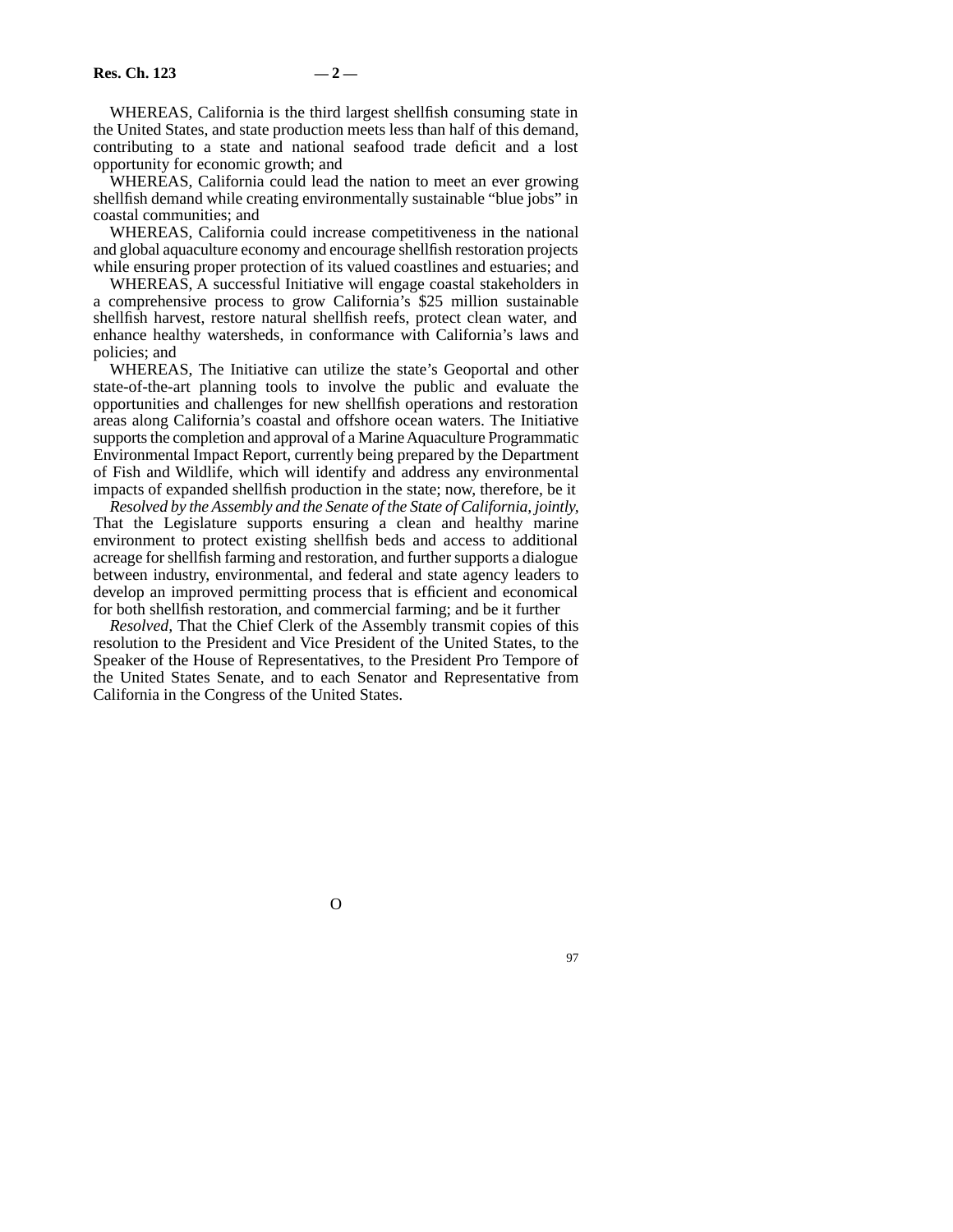WHEREAS, California is the third largest shellfish consuming state in the United States, and state production meets less than half of this demand, contributing to a state and national seafood trade deficit and a lost opportunity for economic growth; and

WHEREAS, California could lead the nation to meet an ever growing shellfish demand while creating environmentally sustainable "blue jobs" in coastal communities; and

WHEREAS, California could increase competitiveness in the national and global aquaculture economy and encourage shellfish restoration projects while ensuring proper protection of its valued coastlines and estuaries; and

WHEREAS, A successful Initiative will engage coastal stakeholders in a comprehensive process to grow California's $25 million sustainable shellfish harvest, restore natural shellfish reefs, protect clean water, and enhance healthy watersheds, in conformance with California's laws and policies; and

WHEREAS, The Initiative can utilize the state's Geoportal and other state-of-the-art planning tools to involve the public and evaluate the opportunities and challenges for new shellfish operations and restoration areas along California's coastal and offshore ocean waters. The Initiative supports the completion and approval of a Marine Aquaculture Programmatic Environmental Impact Report, currently being prepared by the Department of Fish and Wildlife, which will identify and address any environmental impacts of expanded shellfish production in the state; now, therefore, be it

*Resolved by the Assembly and the Senate of the State of California, jointly,* That the Legislature supports ensuring a clean and healthy marine environment to protect existing shellfish beds and access to additional acreage for shellfish farming and restoration, and further supports a dialogue between industry, environmental, and federal and state agency leaders to develop an improved permitting process that is efficient and economical for both shellfish restoration, and commercial farming; and be it further

*Resolved*, That the Chief Clerk of the Assembly transmit copies of this resolution to the President and Vice President of the United States, to the Speaker of the House of Representatives, to the President Pro Tempore of the United States Senate, and to each Senator and Representative from California in the Congress of the United States.

O